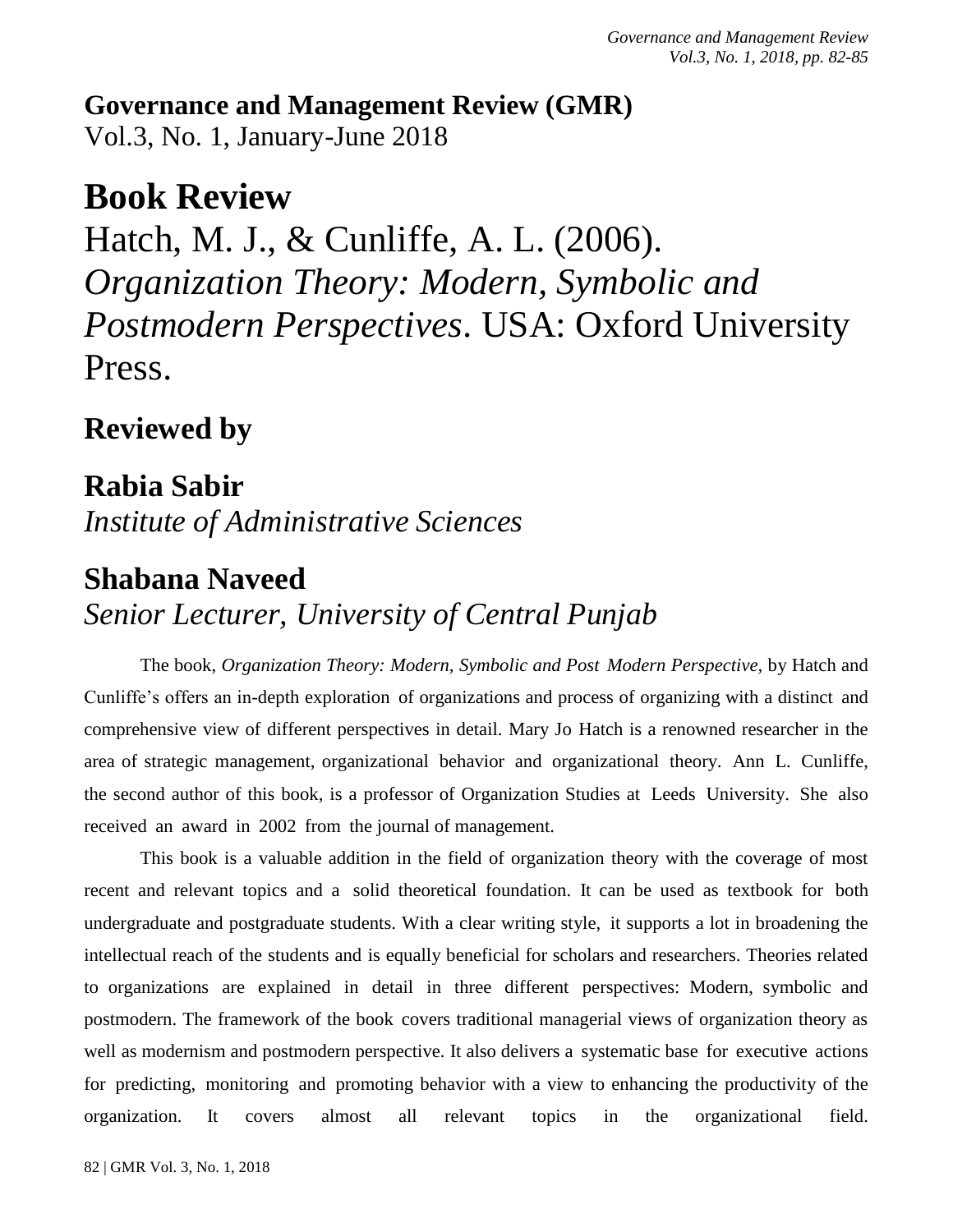**Governance and Management Review (GMR)**
Vol.3, No. 1, January-June 2018

# Book Review

Hatch, M. J., & Cunliffe, A. L. (2006). *Organization Theory: Modern, Symbolic and Postmodern Perspectives*. USA: Oxford University Press.

## Reviewed by

## Rabia Sabir

*Institute of Administrative Sciences*

## Shabana Naveed

*Senior Lecturer, University of Central Punjab*

The book, *Organization Theory: Modern, Symbolic and Post Modern Perspective,* by Hatch and Cunliffe's offers an in-depth exploration of organizations and process of organizing with a distinct and comprehensive view of different perspectives in detail. Mary Jo Hatch is a renowned researcher in the area of strategic management, organizational behavior and organizational theory. Ann L. Cunliffe, the second author of this book, is a professor of Organization Studies at Leeds University. She also received an award in 2002 from the journal of management.

This book is a valuable addition in the field of organization theory with the coverage of most recent and relevant topics and a solid theoretical foundation. It can be used as textbook for both undergraduate and postgraduate students. With a clear writing style, it supports a lot in broadening the intellectual reach of the students and is equally beneficial for scholars and researchers. Theories related to organizations are explained in detail in three different perspectives: Modern, symbolic and postmodern. The framework of the book covers traditional managerial views of organization theory as well as modernism and postmodern perspective. It also delivers a systematic base for executive actions for predicting, monitoring and promoting behavior with a view to enhancing the productivity of the organization. It covers almost all relevant topics in the organizational field.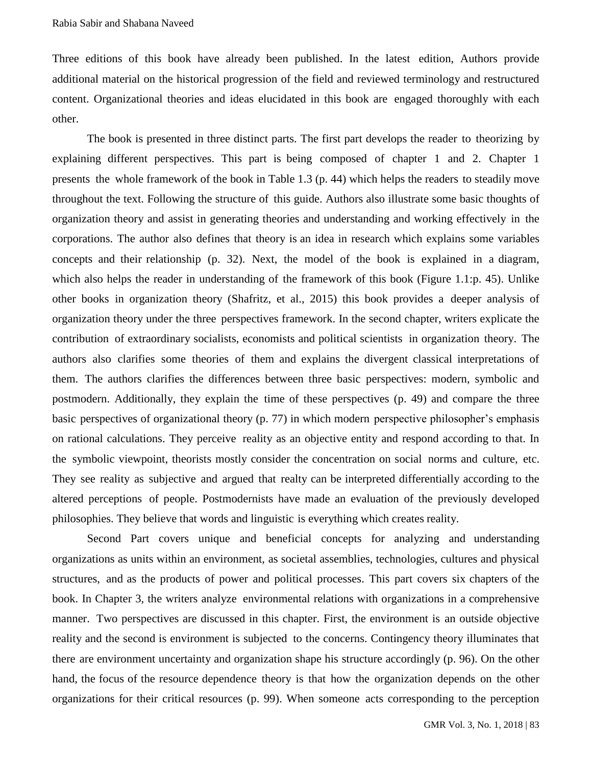Three editions of this book have already been published. In the latest edition, Authors provide additional material on the historical progression of the field and reviewed terminology and restructured content. Organizational theories and ideas elucidated in this book are engaged thoroughly with each other.

The book is presented in three distinct parts. The first part develops the reader to theorizing by explaining different perspectives. This part is being composed of chapter 1 and 2. Chapter 1 presents the whole framework of the book in Table 1.3 (p. 44) which helps the readers to steadily move throughout the text. Following the structure of this guide. Authors also illustrate some basic thoughts of organization theory and assist in generating theories and understanding and working effectively in the corporations. The author also defines that theory is an idea in research which explains some variables concepts and their relationship (p. 32). Next, the model of the book is explained in a diagram, which also helps the reader in understanding of the framework of this book (Figure 1.1:p. 45). Unlike other books in organization theory (Shafritz, et al., 2015) this book provides a deeper analysis of organization theory under the three perspectives framework. In the second chapter, writers explicate the contribution of extraordinary socialists, economists and political scientists in organization theory. The authors also clarifies some theories of them and explains the divergent classical interpretations of them. The authors clarifies the differences between three basic perspectives: modern, symbolic and postmodern. Additionally, they explain the time of these perspectives (p. 49) and compare the three basic perspectives of organizational theory (p. 77) in which modern perspective philosopher's emphasis on rational calculations. They perceive reality as an objective entity and respond according to that. In the symbolic viewpoint, theorists mostly consider the concentration on social norms and culture, etc. They see reality as subjective and argued that realty can be interpreted differentially according to the altered perceptions of people. Postmodernists have made an evaluation of the previously developed philosophies. They believe that words and linguistic is everything which creates reality.

Second Part covers unique and beneficial concepts for analyzing and understanding organizations as units within an environment, as societal assemblies, technologies, cultures and physical structures, and as the products of power and political processes. This part covers six chapters of the book. In Chapter 3, the writers analyze environmental relations with organizations in a comprehensive manner. Two perspectives are discussed in this chapter. First, the environment is an outside objective reality and the second is environment is subjected to the concerns. Contingency theory illuminates that there are environment uncertainty and organization shape his structure accordingly (p. 96). On the other hand, the focus of the resource dependence theory is that how the organization depends on the other organizations for their critical resources (p. 99). When someone acts corresponding to the perception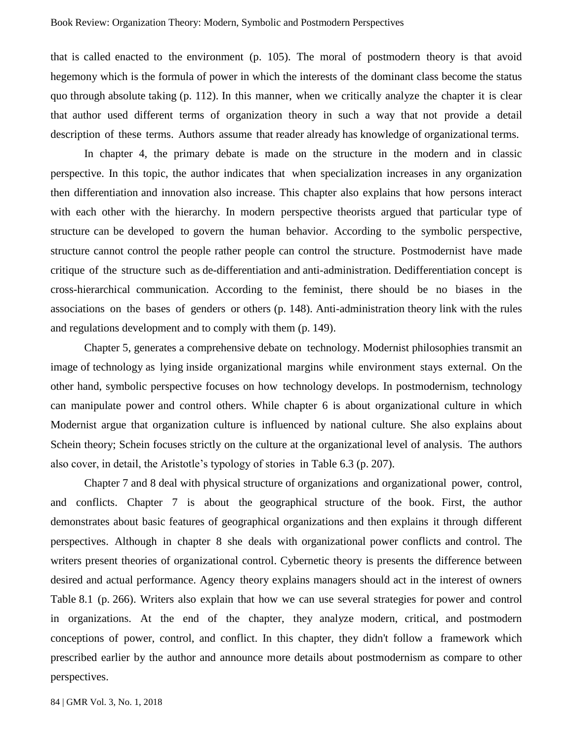that is called enacted to the environment (p. 105). The moral of postmodern theory is that avoid hegemony which is the formula of power in which the interests of the dominant class become the status quo through absolute taking (p. 112). In this manner, when we critically analyze the chapter it is clear that author used different terms of organization theory in such a way that not provide a detail description of these terms. Authors assume that reader already has knowledge of organizational terms.

In chapter 4, the primary debate is made on the structure in the modern and in classic perspective. In this topic, the author indicates that when specialization increases in any organization then differentiation and innovation also increase. This chapter also explains that how persons interact with each other with the hierarchy. In modern perspective theorists argued that particular type of structure can be developed to govern the human behavior. According to the symbolic perspective, structure cannot control the people rather people can control the structure. Postmodernist have made critique of the structure such as de-differentiation and anti-administration. Dedifferentiation concept is cross-hierarchical communication. According to the feminist, there should be no biases in the associations on the bases of genders or others (p. 148). Anti-administration theory link with the rules and regulations development and to comply with them (p. 149).

Chapter 5, generates a comprehensive debate on technology. Modernist philosophies transmit an image of technology as lying inside organizational margins while environment stays external. On the other hand, symbolic perspective focuses on how technology develops. In postmodernism, technology can manipulate power and control others. While chapter 6 is about organizational culture in which Modernist argue that organization culture is influenced by national culture. She also explains about Schein theory; Schein focuses strictly on the culture at the organizational level of analysis. The authors also cover, in detail, the Aristotle's typology of stories in Table 6.3 (p. 207).

Chapter 7 and 8 deal with physical structure of organizations and organizational power, control, and conflicts. Chapter 7 is about the geographical structure of the book. First, the author demonstrates about basic features of geographical organizations and then explains it through different perspectives. Although in chapter 8 she deals with organizational power conflicts and control. The writers present theories of organizational control. Cybernetic theory is presents the difference between desired and actual performance. Agency theory explains managers should act in the interest of owners Table 8.1 (p. 266). Writers also explain that how we can use several strategies for power and control in organizations. At the end of the chapter, they analyze modern, critical, and postmodern conceptions of power, control, and conflict. In this chapter, they didn't follow a framework which prescribed earlier by the author and announce more details about postmodernism as compare to other perspectives.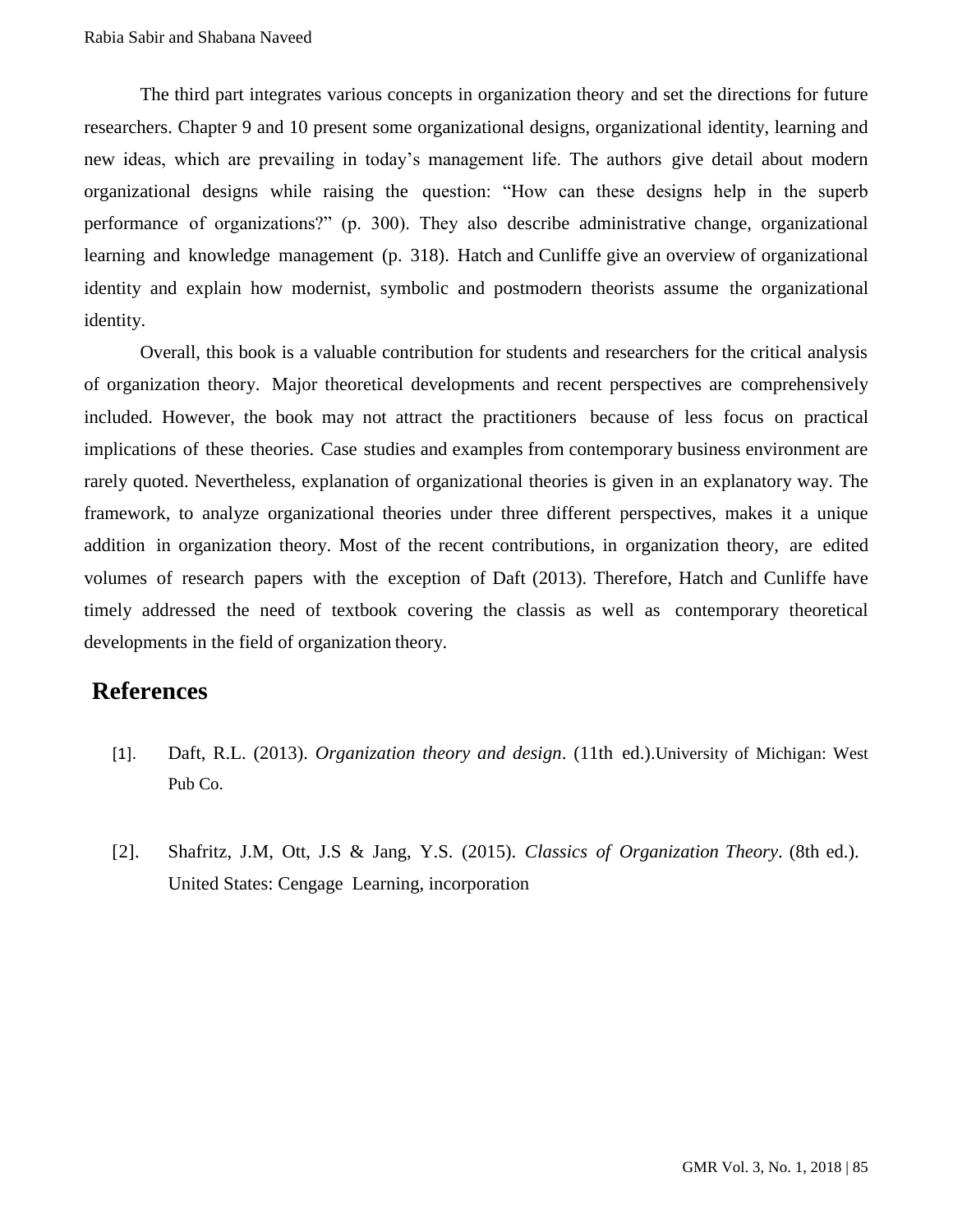The third part integrates various concepts in organization theory and set the directions for future researchers. Chapter 9 and 10 present some organizational designs, organizational identity, learning and new ideas, which are prevailing in today's management life. The authors give detail about modern organizational designs while raising the question: "How can these designs help in the superb performance of organizations?" (p. 300). They also describe administrative change, organizational learning and knowledge management (p. 318). Hatch and Cunliffe give an overview of organizational identity and explain how modernist, symbolic and postmodern theorists assume the organizational identity.

Overall, this book is a valuable contribution for students and researchers for the critical analysis of organization theory. Major theoretical developments and recent perspectives are comprehensively included. However, the book may not attract the practitioners because of less focus on practical implications of these theories. Case studies and examples from contemporary business environment are rarely quoted. Nevertheless, explanation of organizational theories is given in an explanatory way. The framework, to analyze organizational theories under three different perspectives, makes it a unique addition in organization theory. Most of the recent contributions, in organization theory, are edited volumes of research papers with the exception of Daft (2013). Therefore, Hatch and Cunliffe have timely addressed the need of textbook covering the classis as well as contemporary theoretical developments in the field of organization theory.

## References

[1]. Daft, R.L. (2013). *Organization theory and design*. (11th ed.).University of Michigan: West Pub Co.

[2]. Shafritz, J.M, Ott, J.S & Jang, Y.S. (2015). *Classics of Organization Theory*. (8th ed.). United States: Cengage Learning, incorporation